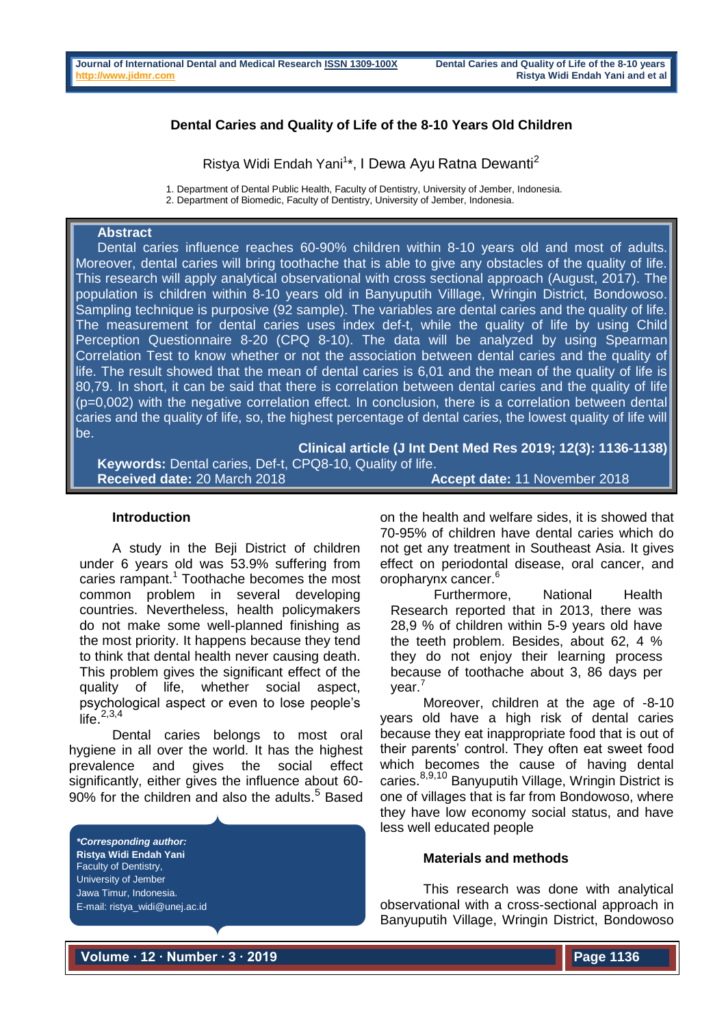# Dental Caries and Quality of Life of the 8-10 Years Old Children

Ristya Widi Endah Yani[1]*, I Dewa Ayu Ratna Dewanti[2]

1. Department of Dental Public Health, Faculty of Dentistry, University of Jember, Indonesia.
2. Department of Biomedic, Faculty of Dentistry, University of Jember, Indonesia.

## Abstract

Dental caries influence reaches 60-90% children within 8-10 years old and most of adults. Moreover, dental caries will bring toothache that is able to give any obstacles of the quality of life. This research will apply analytical observational with cross sectional approach (August, 2017). The population is children within 8-10 years old in Banyuputih Villlage, Wringin District, Bondowoso. Sampling technique is purposive (92 sample). The variables are dental caries and the quality of life. The measurement for dental caries uses index def-t, while the quality of life by using Child Perception Questionnaire 8-20 (CPQ 8-10). The data will be analyzed by using Spearman Correlation Test to know whether or not the association between dental caries and the quality of life. The result showed that the mean of dental caries is 6,01 and the mean of the quality of life is 80,79. In short, it can be said that there is correlation between dental caries and the quality of life (p=0,002) with the negative correlation effect. In conclusion, there is a correlation between dental caries and the quality of life, so, the highest percentage of dental caries, the lowest quality of life will be.

**Clinical article (J Int Dent Med Res 2019; 12(3): 1136-1138)**

**Keywords:** Dental caries, Def-t, CPQ8-10, Quality of life.

**Received date:** 20 March 2018 **Accept date:** 11 November 2018

## Introduction

A study in the Beji District of children under 6 years old was 53.9% suffering from caries rampant.[1] Toothache becomes the most common problem in several developing countries. Nevertheless, health policymakers do not make some well-planned finishing as the most priority. It happens because they tend to think that dental health never causing death. This problem gives the significant effect of the quality of life, whether social aspect, psychological aspect or even to lose people's life.[2,3,4]

Dental caries belongs to most oral hygiene in all over the world. It has the highest prevalence and gives the social effect significantly, either gives the influence about 60-90% for the children and also the adults.[5] Based on the health and welfare sides, it is showed that 70-95% of children have dental caries which do not get any treatment in Southeast Asia. It gives effect on periodontal disease, oral cancer, and oropharynx cancer.[6]

Furthermore, National Health Research reported that in 2013, there was 28,9 % of children within 5-9 years old have the teeth problem. Besides, about 62, 4 % they do not enjoy their learning process because of toothache about 3, 86 days per year.[7]

Moreover, children at the age of -8-10 years old have a high risk of dental caries because they eat inappropriate food that is out of their parents' control. They often eat sweet food which becomes the cause of having dental caries.[8,9,10] Banyuputih Village, Wringin District is one of villages that is far from Bondowoso, where they have low economy social status, and have less well educated people

## Materials and methods

This research was done with analytical observational with a cross-sectional approach in Banyuputih Village, Wringin District, Bondowoso

***Corresponding author:***
**Ristya Widi Endah Yani**
Faculty of Dentistry,
University of Jember
Jawa Timur, Indonesia.
E-mail: ristya_widi@unej.ac.id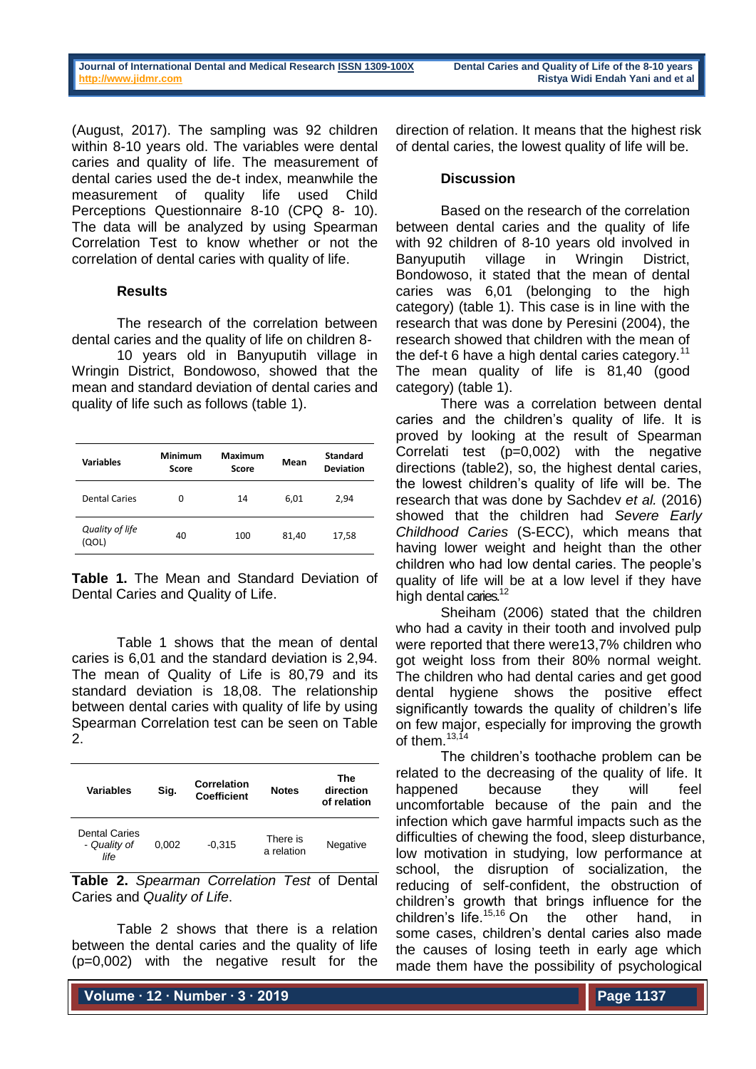(August, 2017). The sampling was 92 children within 8-10 years old. The variables were dental caries and quality of life. The measurement of dental caries used the de-t index, meanwhile the measurement of quality life used Child Perceptions Questionnaire 8-10 (CPQ 8- 10). The data will be analyzed by using Spearman Correlation Test to know whether or not the correlation of dental caries with quality of life.

### Results

The research of the correlation between dental caries and the quality of life on children 8-10 years old in Banyuputih village in Wringin District, Bondowoso, showed that the mean and standard deviation of dental caries and quality of life such as follows (table 1).

| Variables | Minimum Score | Maximum Score | Mean | Standard Deviation |
|---|---|---|---|---|
| Dental Caries | 0 | 14 | 6,01 | 2,94 |
| *Quality of life* (QOL) | 40 | 100 | 81,40 | 17,58 |

**Table 1.** The Mean and Standard Deviation of Dental Caries and Quality of Life.

Table 1 shows that the mean of dental caries is 6,01 and the standard deviation is 2,94. The mean of Quality of Life is 80,79 and its standard deviation is 18,08. The relationship between dental caries with quality of life by using Spearman Correlation test can be seen on Table 2.

| Variables | Sig. | Correlation Coefficient | Notes | The direction of relation |
|---|---|---|---|---|
| Dental Caries - *Quality of life* | 0,002 | -0,315 | There is a relation | Negative |

**Table 2.** *Spearman Correlation Test* of Dental Caries and *Quality of Life*.

Table 2 shows that there is a relation between the dental caries and the quality of life (p=0,002) with the negative result for the direction of relation. It means that the highest risk of dental caries, the lowest quality of life will be.

### Discussion

Based on the research of the correlation between dental caries and the quality of life with 92 children of 8-10 years old involved in Banyuputih village in Wringin District, Bondowoso, it stated that the mean of dental caries was 6,01 (belonging to the high category) (table 1). This case is in line with the research that was done by Peresini (2004), the research showed that children with the mean of the def-t 6 have a high dental caries category.[11] The mean quality of life is 81,40 (good category) (table 1).

There was a correlation between dental caries and the children's quality of life. It is proved by looking at the result of Spearman Correlati test (p=0,002) with the negative directions (table2), so, the highest dental caries, the lowest children's quality of life will be. The research that was done by Sachdev *et al.* (2016) showed that the children had *Severe Early Childhood Caries* (S-ECC), which means that having lower weight and height than the other children who had low dental caries. The people's quality of life will be at a low level if they have high dental caries.[12]

Sheiham (2006) stated that the children who had a cavity in their tooth and involved pulp were reported that there were13,7% children who got weight loss from their 80% normal weight. The children who had dental caries and get good dental hygiene shows the positive effect significantly towards the quality of children's life on few major, especially for improving the growth of them.[13,14]

The children's toothache problem can be related to the decreasing of the quality of life. It happened because they will feel uncomfortable because of the pain and the infection which gave harmful impacts such as the difficulties of chewing the food, sleep disturbance, low motivation in studying, low performance at school, the disruption of socialization, the reducing of self-confident, the obstruction of children's growth that brings influence for the children's life.[15,16] On the other hand, in some cases, children's dental caries also made the causes of losing teeth in early age which made them have the possibility of psychological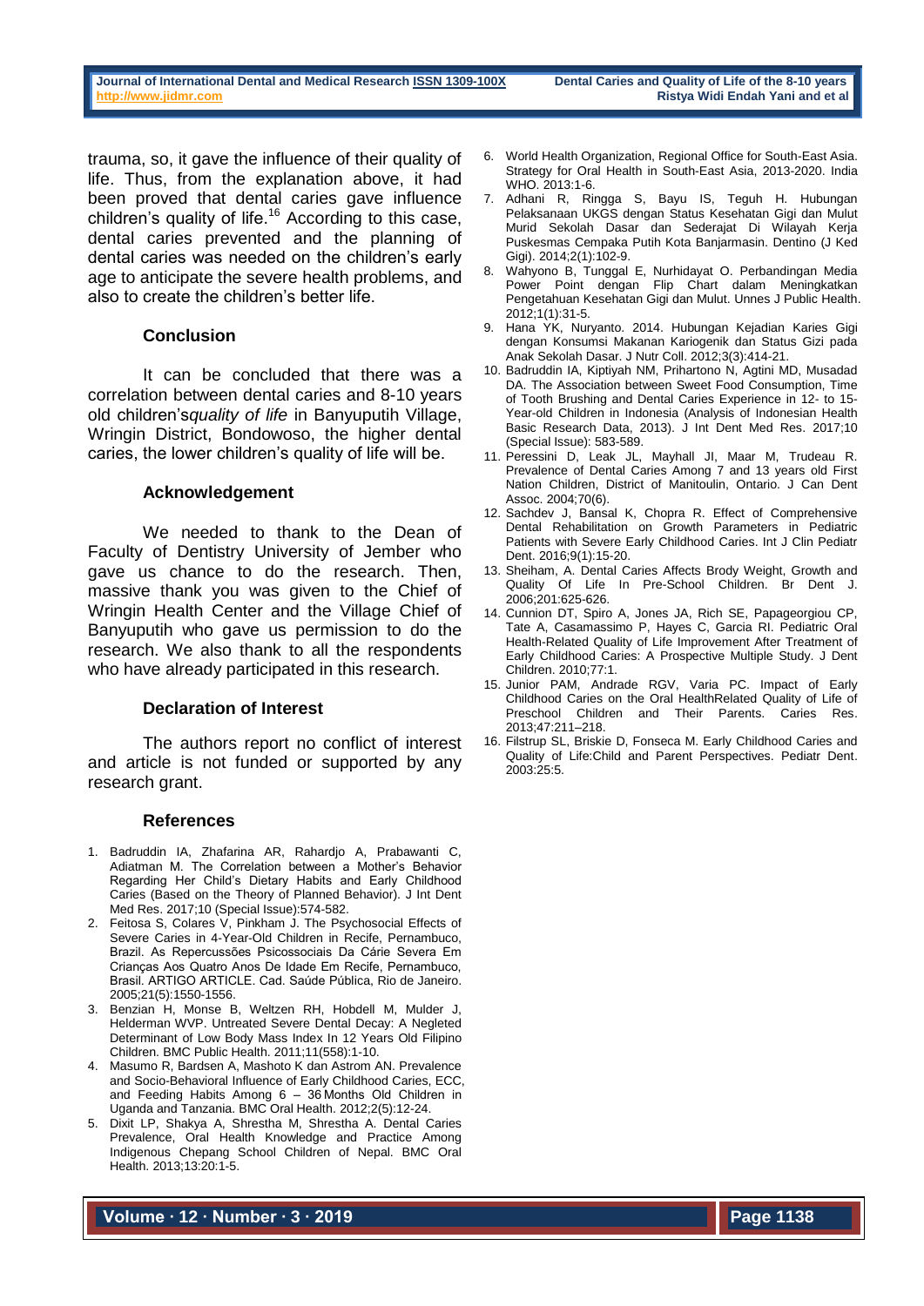trauma, so, it gave the influence of their quality of life. Thus, from the explanation above, it had been proved that dental caries gave influence children's quality of life.[16] According to this case, dental caries prevented and the planning of dental caries was needed on the children's early age to anticipate the severe health problems, and also to create the children's better life.

## Conclusion

It can be concluded that there was a correlation between dental caries and 8-10 years old children's*quality of life* in Banyuputih Village, Wringin District, Bondowoso, the higher dental caries, the lower children's quality of life will be.

## Acknowledgement

We needed to thank to the Dean of Faculty of Dentistry University of Jember who gave us chance to do the research. Then, massive thank you was given to the Chief of Wringin Health Center and the Village Chief of Banyuputih who gave us permission to do the research. We also thank to all the respondents who have already participated in this research.

## Declaration of Interest

The authors report no conflict of interest and article is not funded or supported by any research grant.

## References

1. Badruddin IA, Zhafarina AR, Rahardjo A, Prabawanti C, Adiatman M. The Correlation between a Mother's Behavior Regarding Her Child's Dietary Habits and Early Childhood Caries (Based on the Theory of Planned Behavior). J Int Dent Med Res. 2017;10 (Special Issue):574-582.
2. Feitosa S, Colares V, Pinkham J. The Psychosocial Effects of Severe Caries in 4-Year-Old Children in Recife, Pernambuco, Brazil. As Repercussões Psicossociais Da Cárie Severa Em Crianças Aos Quatro Anos De Idade Em Recife, Pernambuco, Brasil. ARTIGO ARTICLE. Cad. Saúde Pública, Rio de Janeiro. 2005;21(5):1550-1556.
3. Benzian H, Monse B, Weltzen RH, Hobdell M, Mulder J, Helderman WVP. Untreated Severe Dental Decay: A Negleted Determinant of Low Body Mass Index In 12 Years Old Filipino Children. BMC Public Health. 2011;11(558):1-10.
4. Masumo R, Bardsen A, Mashoto K dan Astrom AN. Prevalence and Socio-Behavioral Influence of Early Childhood Caries, ECC, and Feeding Habits Among 6 – 36 Months Old Children in Uganda and Tanzania. BMC Oral Health. 2012;2(5):12-24.
5. Dixit LP, Shakya A, Shrestha M, Shrestha A. Dental Caries Prevalence, Oral Health Knowledge and Practice Among Indigenous Chepang School Children of Nepal. BMC Oral Health. 2013;13:20:1-5.
6. World Health Organization, Regional Office for South-East Asia. Strategy for Oral Health in South-East Asia, 2013-2020. India WHO. 2013:1-6.
7. Adhani R, Ringga S, Bayu IS, Teguh H. Hubungan Pelaksanaan UKGS dengan Status Kesehatan Gigi dan Mulut Murid Sekolah Dasar dan Sederajat Di Wilayah Kerja Puskesmas Cempaka Putih Kota Banjarmasin. Dentino (J Ked Gigi). 2014;2(1):102-9.
8. Wahyono B, Tunggal E, Nurhidayat O. Perbandingan Media Power Point dengan Flip Chart dalam Meningkatkan Pengetahuan Kesehatan Gigi dan Mulut. Unnes J Public Health. 2012;1(1):31-5.
9. Hana YK, Nuryanto. 2014. Hubungan Kejadian Karies Gigi dengan Konsumsi Makanan Kariogenik dan Status Gizi pada Anak Sekolah Dasar. J Nutr Coll. 2012;3(3):414-21.
10. Badruddin IA, Kiptiyah NM, Prihartono N, Agtini MD, Musadad DA. The Association between Sweet Food Consumption, Time of Tooth Brushing and Dental Caries Experience in 12- to 15-Year-old Children in Indonesia (Analysis of Indonesian Health Basic Research Data, 2013). J Int Dent Med Res. 2017;10 (Special Issue): 583-589.
11. Peressini D, Leak JL, Mayhall JI, Maar M, Trudeau R. Prevalence of Dental Caries Among 7 and 13 years old First Nation Children, District of Manitoulin, Ontario. J Can Dent Assoc. 2004;70(6).
12. Sachdev J, Bansal K, Chopra R. Effect of Comprehensive Dental Rehabilitation on Growth Parameters in Pediatric Patients with Severe Early Childhood Caries. Int J Clin Pediatr Dent. 2016;9(1):15-20.
13. Sheiham, A. Dental Caries Affects Brody Weight, Growth and Quality Of Life In Pre-School Children. Br Dent J. 2006;201:625-626.
14. Cunnion DT, Spiro A, Jones JA, Rich SE, Papageorgiou CP, Tate A, Casamassimo P, Hayes C, Garcia RI. Pediatric Oral Health-Related Quality of Life Improvement After Treatment of Early Childhood Caries: A Prospective Multiple Study. J Dent Children. 2010;77:1.
15. Junior PAM, Andrade RGV, Varia PC. Impact of Early Childhood Caries on the Oral HealthRelated Quality of Life of Preschool Children and Their Parents. Caries Res. 2013;47:211–218.
16. Filstrup SL, Briskie D, Fonseca M. Early Childhood Caries and Quality of Life:Child and Parent Perspectives. Pediatr Dent. 2003:25:5.